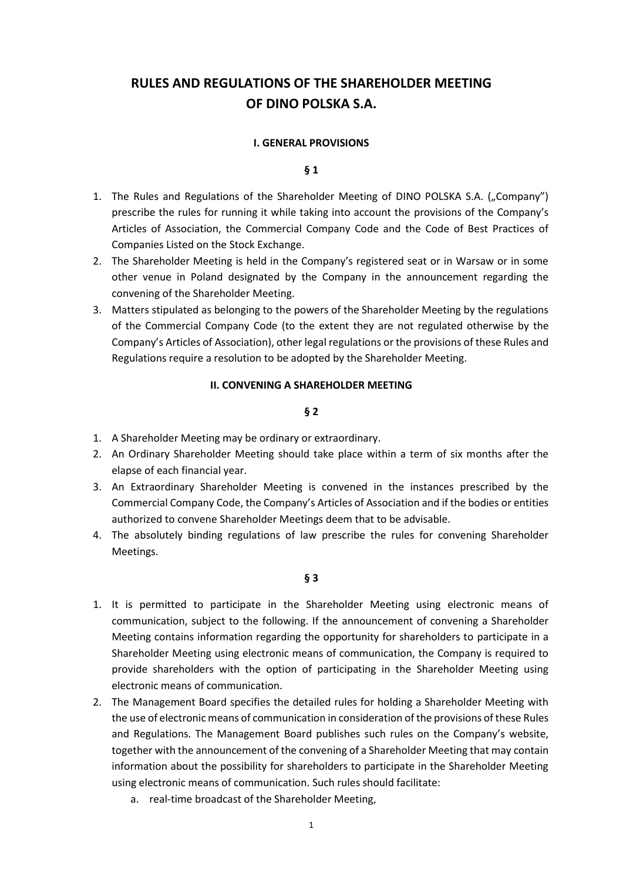# RULES AND REGULATIONS OF THE SHAREHOLDER MEETING OF DINO POLSKA S.A.

## I. GENERAL PROVISIONS

### § 1

1. The Rules and Regulations of the Shareholder Meeting of DINO POLSKA S.A. („Company") prescribe the rules for running it while taking into account the provisions of the Company's Articles of Association, the Commercial Company Code and the Code of Best Practices of Companies Listed on the Stock Exchange.
2. The Shareholder Meeting is held in the Company's registered seat or in Warsaw or in some other venue in Poland designated by the Company in the announcement regarding the convening of the Shareholder Meeting.
3. Matters stipulated as belonging to the powers of the Shareholder Meeting by the regulations of the Commercial Company Code (to the extent they are not regulated otherwise by the Company's Articles of Association), other legal regulations or the provisions of these Rules and Regulations require a resolution to be adopted by the Shareholder Meeting.

## II. CONVENING A SHAREHOLDER MEETING

### § 2

1. A Shareholder Meeting may be ordinary or extraordinary.
2. An Ordinary Shareholder Meeting should take place within a term of six months after the elapse of each financial year.
3. An Extraordinary Shareholder Meeting is convened in the instances prescribed by the Commercial Company Code, the Company's Articles of Association and if the bodies or entities authorized to convene Shareholder Meetings deem that to be advisable.
4. The absolutely binding regulations of law prescribe the rules for convening Shareholder Meetings.

### § 3

1. It is permitted to participate in the Shareholder Meeting using electronic means of communication, subject to the following. If the announcement of convening a Shareholder Meeting contains information regarding the opportunity for shareholders to participate in a Shareholder Meeting using electronic means of communication, the Company is required to provide shareholders with the option of participating in the Shareholder Meeting using electronic means of communication.
2. The Management Board specifies the detailed rules for holding a Shareholder Meeting with the use of electronic means of communication in consideration of the provisions of these Rules and Regulations. The Management Board publishes such rules on the Company's website, together with the announcement of the convening of a Shareholder Meeting that may contain information about the possibility for shareholders to participate in the Shareholder Meeting using electronic means of communication. Such rules should facilitate:
   a. real-time broadcast of the Shareholder Meeting,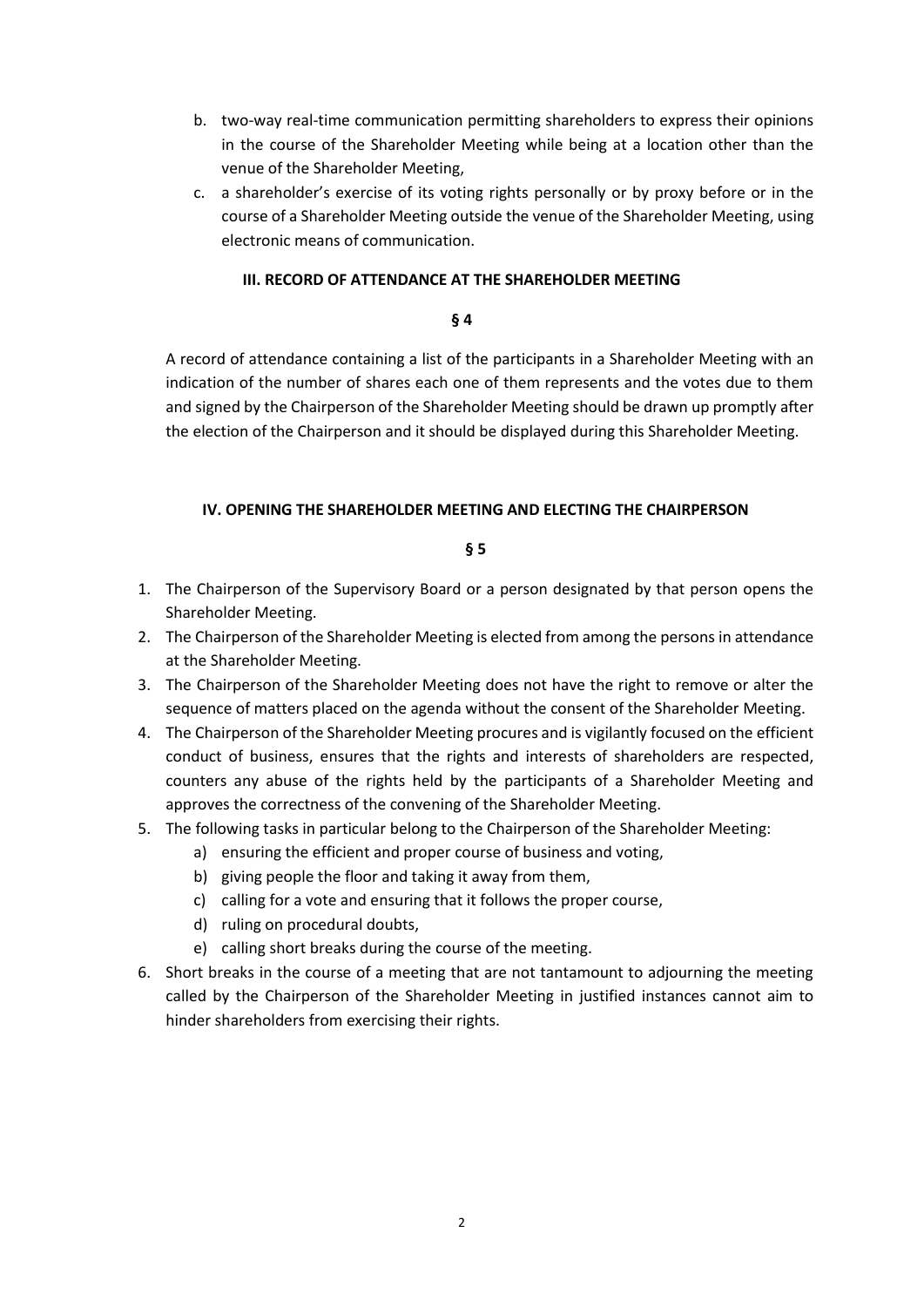b. two-way real-time communication permitting shareholders to express their opinions in the course of the Shareholder Meeting while being at a location other than the venue of the Shareholder Meeting,
c. a shareholder's exercise of its voting rights personally or by proxy before or in the course of a Shareholder Meeting outside the venue of the Shareholder Meeting, using electronic means of communication.

## III. RECORD OF ATTENDANCE AT THE SHAREHOLDER MEETING

**§ 4**

A record of attendance containing a list of the participants in a Shareholder Meeting with an indication of the number of shares each one of them represents and the votes due to them and signed by the Chairperson of the Shareholder Meeting should be drawn up promptly after the election of the Chairperson and it should be displayed during this Shareholder Meeting.

## IV. OPENING THE SHAREHOLDER MEETING AND ELECTING THE CHAIRPERSON

**§ 5**

1. The Chairperson of the Supervisory Board or a person designated by that person opens the Shareholder Meeting.
2. The Chairperson of the Shareholder Meeting is elected from among the persons in attendance at the Shareholder Meeting.
3. The Chairperson of the Shareholder Meeting does not have the right to remove or alter the sequence of matters placed on the agenda without the consent of the Shareholder Meeting.
4. The Chairperson of the Shareholder Meeting procures and is vigilantly focused on the efficient conduct of business, ensures that the rights and interests of shareholders are respected, counters any abuse of the rights held by the participants of a Shareholder Meeting and approves the correctness of the convening of the Shareholder Meeting.
5. The following tasks in particular belong to the Chairperson of the Shareholder Meeting:
   a) ensuring the efficient and proper course of business and voting,
   b) giving people the floor and taking it away from them,
   c) calling for a vote and ensuring that it follows the proper course,
   d) ruling on procedural doubts,
   e) calling short breaks during the course of the meeting.
6. Short breaks in the course of a meeting that are not tantamount to adjourning the meeting called by the Chairperson of the Shareholder Meeting in justified instances cannot aim to hinder shareholders from exercising their rights.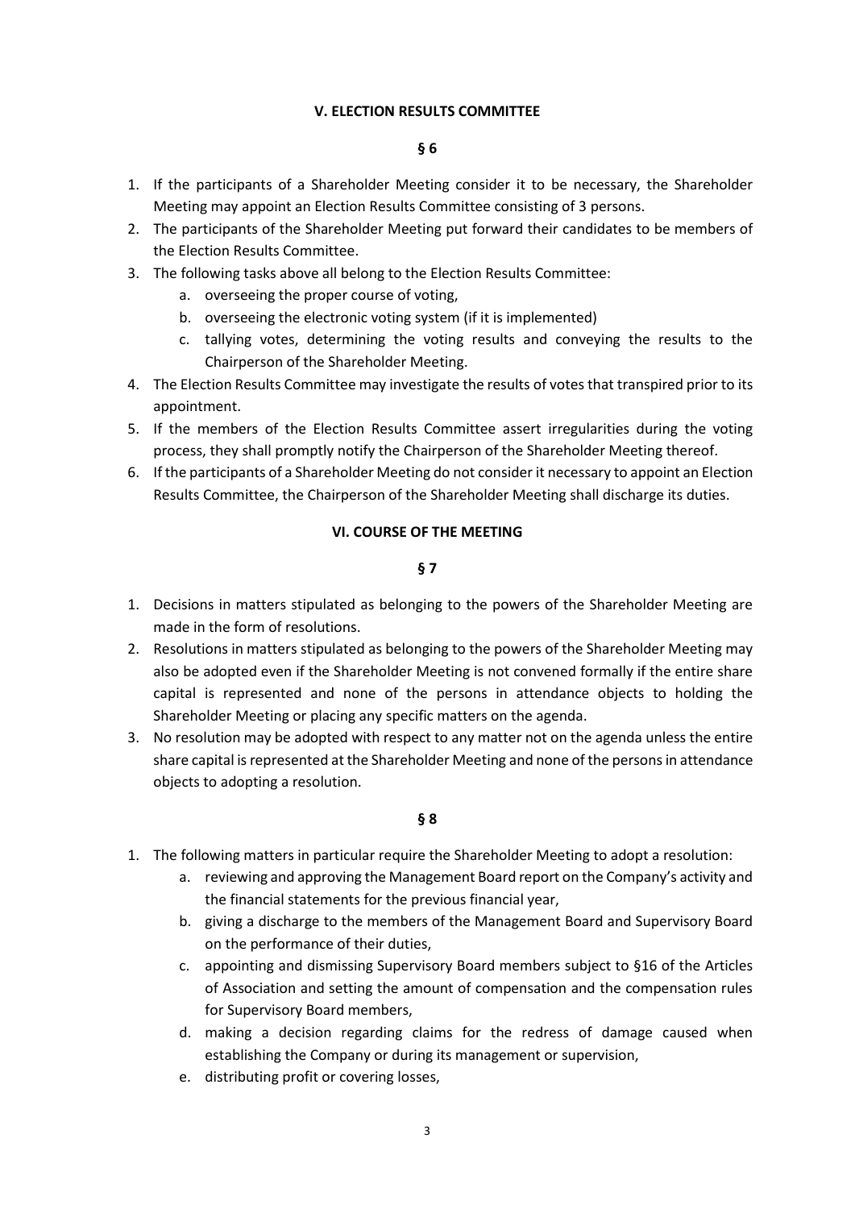## V. ELECTION RESULTS COMMITTEE

### § 6

1. If the participants of a Shareholder Meeting consider it to be necessary, the Shareholder Meeting may appoint an Election Results Committee consisting of 3 persons.
2. The participants of the Shareholder Meeting put forward their candidates to be members of the Election Results Committee.
3. The following tasks above all belong to the Election Results Committee:
   a. overseeing the proper course of voting,
   b. overseeing the electronic voting system (if it is implemented)
   c. tallying votes, determining the voting results and conveying the results to the Chairperson of the Shareholder Meeting.
4. The Election Results Committee may investigate the results of votes that transpired prior to its appointment.
5. If the members of the Election Results Committee assert irregularities during the voting process, they shall promptly notify the Chairperson of the Shareholder Meeting thereof.
6. If the participants of a Shareholder Meeting do not consider it necessary to appoint an Election Results Committee, the Chairperson of the Shareholder Meeting shall discharge its duties.

## VI. COURSE OF THE MEETING

### § 7

1. Decisions in matters stipulated as belonging to the powers of the Shareholder Meeting are made in the form of resolutions.
2. Resolutions in matters stipulated as belonging to the powers of the Shareholder Meeting may also be adopted even if the Shareholder Meeting is not convened formally if the entire share capital is represented and none of the persons in attendance objects to holding the Shareholder Meeting or placing any specific matters on the agenda.
3. No resolution may be adopted with respect to any matter not on the agenda unless the entire share capital is represented at the Shareholder Meeting and none of the persons in attendance objects to adopting a resolution.

### § 8

1. The following matters in particular require the Shareholder Meeting to adopt a resolution:
   a. reviewing and approving the Management Board report on the Company's activity and the financial statements for the previous financial year,
   b. giving a discharge to the members of the Management Board and Supervisory Board on the performance of their duties,
   c. appointing and dismissing Supervisory Board members subject to §16 of the Articles of Association and setting the amount of compensation and the compensation rules for Supervisory Board members,
   d. making a decision regarding claims for the redress of damage caused when establishing the Company or during its management or supervision,
   e. distributing profit or covering losses,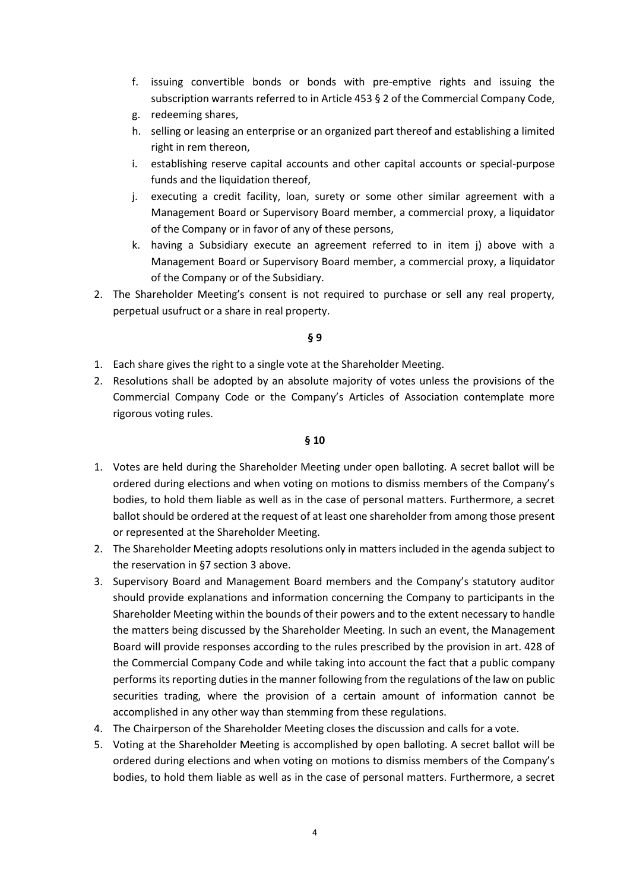f. issuing convertible bonds or bonds with pre-emptive rights and issuing the subscription warrants referred to in Article 453 § 2 of the Commercial Company Code,
g. redeeming shares,
h. selling or leasing an enterprise or an organized part thereof and establishing a limited right in rem thereon,
i. establishing reserve capital accounts and other capital accounts or special-purpose funds and the liquidation thereof,
j. executing a credit facility, loan, surety or some other similar agreement with a Management Board or Supervisory Board member, a commercial proxy, a liquidator of the Company or in favor of any of these persons,
k. having a Subsidiary execute an agreement referred to in item j) above with a Management Board or Supervisory Board member, a commercial proxy, a liquidator of the Company or of the Subsidiary.

2. The Shareholder Meeting's consent is not required to purchase or sell any real property, perpetual usufruct or a share in real property.

**§ 9**

1. Each share gives the right to a single vote at the Shareholder Meeting.
2. Resolutions shall be adopted by an absolute majority of votes unless the provisions of the Commercial Company Code or the Company's Articles of Association contemplate more rigorous voting rules.

**§ 10**

1. Votes are held during the Shareholder Meeting under open balloting. A secret ballot will be ordered during elections and when voting on motions to dismiss members of the Company's bodies, to hold them liable as well as in the case of personal matters. Furthermore, a secret ballot should be ordered at the request of at least one shareholder from among those present or represented at the Shareholder Meeting.
2. The Shareholder Meeting adopts resolutions only in matters included in the agenda subject to the reservation in §7 section 3 above.
3. Supervisory Board and Management Board members and the Company's statutory auditor should provide explanations and information concerning the Company to participants in the Shareholder Meeting within the bounds of their powers and to the extent necessary to handle the matters being discussed by the Shareholder Meeting. In such an event, the Management Board will provide responses according to the rules prescribed by the provision in art. 428 of the Commercial Company Code and while taking into account the fact that a public company performs its reporting duties in the manner following from the regulations of the law on public securities trading, where the provision of a certain amount of information cannot be accomplished in any other way than stemming from these regulations.
4. The Chairperson of the Shareholder Meeting closes the discussion and calls for a vote.
5. Voting at the Shareholder Meeting is accomplished by open balloting. A secret ballot will be ordered during elections and when voting on motions to dismiss members of the Company's bodies, to hold them liable as well as in the case of personal matters. Furthermore, a secret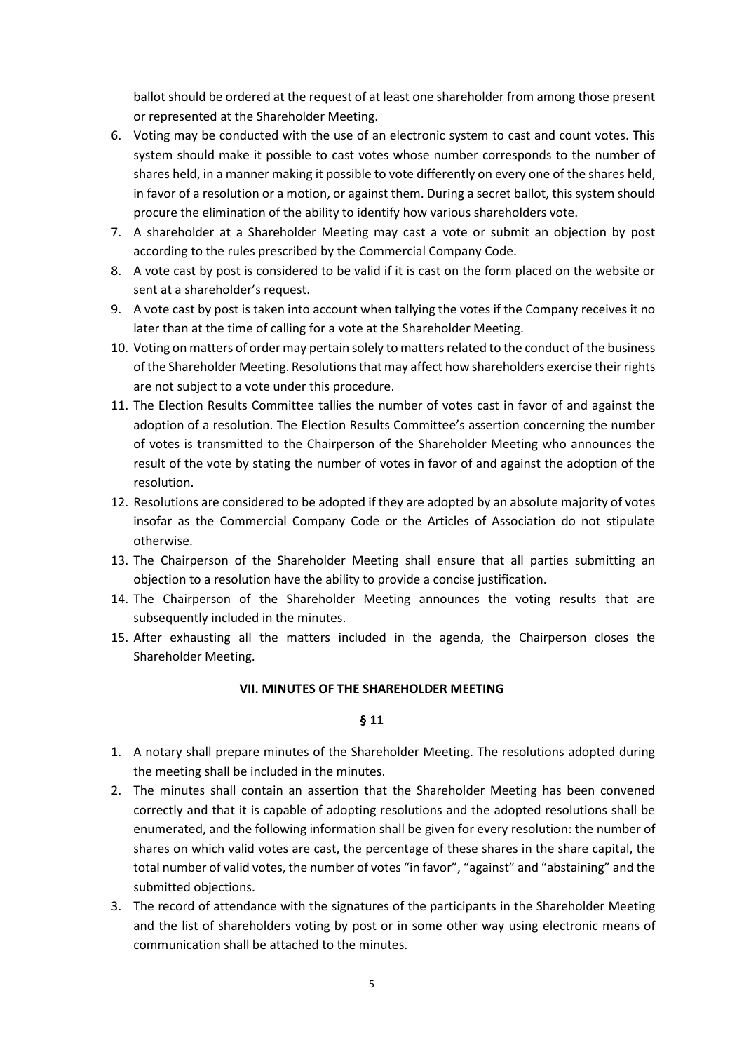ballot should be ordered at the request of at least one shareholder from among those present or represented at the Shareholder Meeting.

6. Voting may be conducted with the use of an electronic system to cast and count votes. This system should make it possible to cast votes whose number corresponds to the number of shares held, in a manner making it possible to vote differently on every one of the shares held, in favor of a resolution or a motion, or against them. During a secret ballot, this system should procure the elimination of the ability to identify how various shareholders vote.
7. A shareholder at a Shareholder Meeting may cast a vote or submit an objection by post according to the rules prescribed by the Commercial Company Code.
8. A vote cast by post is considered to be valid if it is cast on the form placed on the website or sent at a shareholder's request.
9. A vote cast by post is taken into account when tallying the votes if the Company receives it no later than at the time of calling for a vote at the Shareholder Meeting.
10. Voting on matters of order may pertain solely to matters related to the conduct of the business of the Shareholder Meeting. Resolutions that may affect how shareholders exercise their rights are not subject to a vote under this procedure.
11. The Election Results Committee tallies the number of votes cast in favor of and against the adoption of a resolution. The Election Results Committee's assertion concerning the number of votes is transmitted to the Chairperson of the Shareholder Meeting who announces the result of the vote by stating the number of votes in favor of and against the adoption of the resolution.
12. Resolutions are considered to be adopted if they are adopted by an absolute majority of votes insofar as the Commercial Company Code or the Articles of Association do not stipulate otherwise.
13. The Chairperson of the Shareholder Meeting shall ensure that all parties submitting an objection to a resolution have the ability to provide a concise justification.
14. The Chairperson of the Shareholder Meeting announces the voting results that are subsequently included in the minutes.
15. After exhausting all the matters included in the agenda, the Chairperson closes the Shareholder Meeting.

## VII. MINUTES OF THE SHAREHOLDER MEETING

### § 11

1. A notary shall prepare minutes of the Shareholder Meeting. The resolutions adopted during the meeting shall be included in the minutes.
2. The minutes shall contain an assertion that the Shareholder Meeting has been convened correctly and that it is capable of adopting resolutions and the adopted resolutions shall be enumerated, and the following information shall be given for every resolution: the number of shares on which valid votes are cast, the percentage of these shares in the share capital, the total number of valid votes, the number of votes "in favor", "against" and "abstaining" and the submitted objections.
3. The record of attendance with the signatures of the participants in the Shareholder Meeting and the list of shareholders voting by post or in some other way using electronic means of communication shall be attached to the minutes.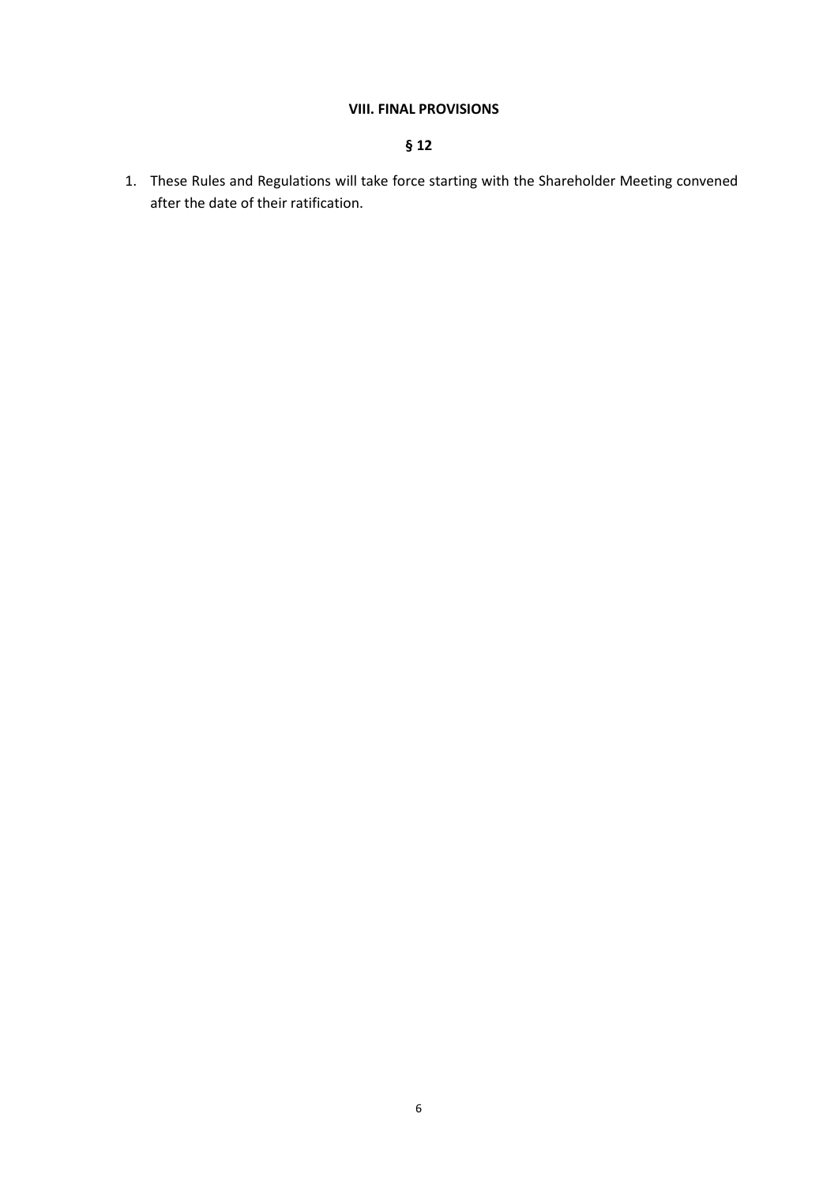## VIII. FINAL PROVISIONS

**§ 12**

1. These Rules and Regulations will take force starting with the Shareholder Meeting convened after the date of their ratification.